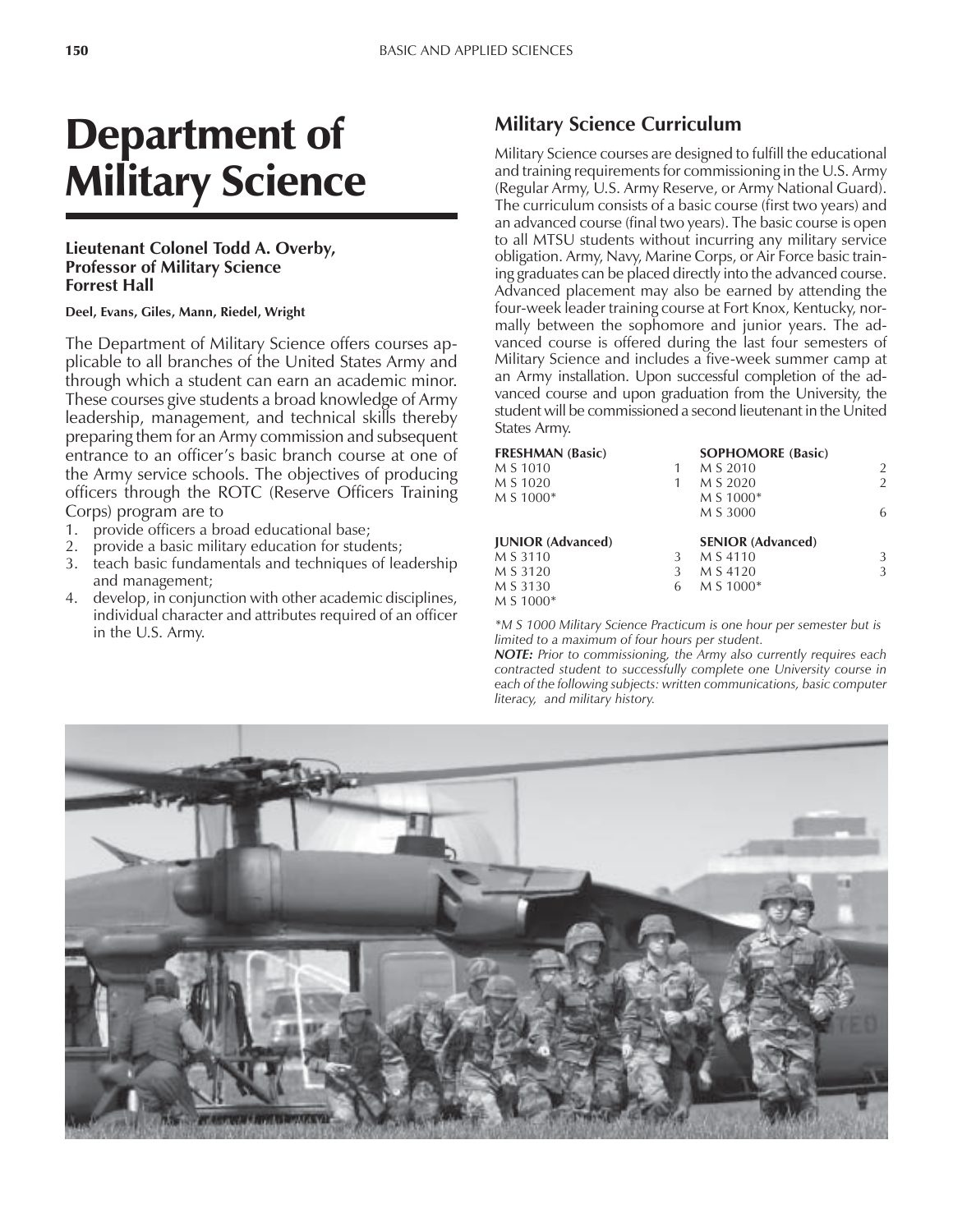# Department of Military Science

**Lieutenant Colonel Todd A. Overby, Professor of Military Science Forrest Hall**

**Deel, Evans, Giles, Mann, Riedel, Wright**

The Department of Military Science offers courses applicable to all branches of the United States Army and through which a student can earn an academic minor. These courses give students a broad knowledge of Army leadership, management, and technical skills thereby preparing them for an Army commission and subsequent entrance to an officer's basic branch course at one of the Army service schools. The objectives of producing officers through the ROTC (Reserve Officers Training Corps) program are to

1. provide officers a broad educational base;
2. provide a basic military education for students;
3. teach basic fundamentals and techniques of leadership and management;
4. develop, in conjunction with other academic disciplines, individual character and attributes required of an officer in the U.S. Army.

## Military Science Curriculum

Military Science courses are designed to fulfill the educational and training requirements for commissioning in the U.S. Army (Regular Army, U.S. Army Reserve, or Army National Guard). The curriculum consists of a basic course (first two years) and an advanced course (final two years). The basic course is open to all MTSU students without incurring any military service obligation. Army, Navy, Marine Corps, or Air Force basic training graduates can be placed directly into the advanced course. Advanced placement may also be earned by attending the four-week leader training course at Fort Knox, Kentucky, normally between the sophomore and junior years. The advanced course is offered during the last four semesters of Military Science and includes a five-week summer camp at an Army installation. Upon successful completion of the advanced course and upon graduation from the University, the student will be commissioned a second lieutenant in the United States Army.

| **FRESHMAN (Basic)** | | **SOPHOMORE (Basic)** | |
|---|---|---|---|
| M S 1010 | 1 | M S 2010 | 2 |
| M S 1020 | 1 | M S 2020 | 2 |
| M S 1000* | | M S 1000* | |
| | | M S 3000 | 6 |
| **JUNIOR (Advanced)** | | **SENIOR (Advanced)** | |
| M S 3110 | 3 | M S 4110 | 3 |
| M S 3120 | 3 | M S 4120 | 3 |
| M S 3130 | 6 | M S 1000* | |
| M S 1000* | | | |

*\*M S 1000 Military Science Practicum is one hour per semester but is limited to a maximum of four hours per student.*

***NOTE:*** *Prior to commissioning, the Army also currently requires each contracted student to successfully complete one University course in each of the following subjects: written communications, basic computer literacy, and military history.*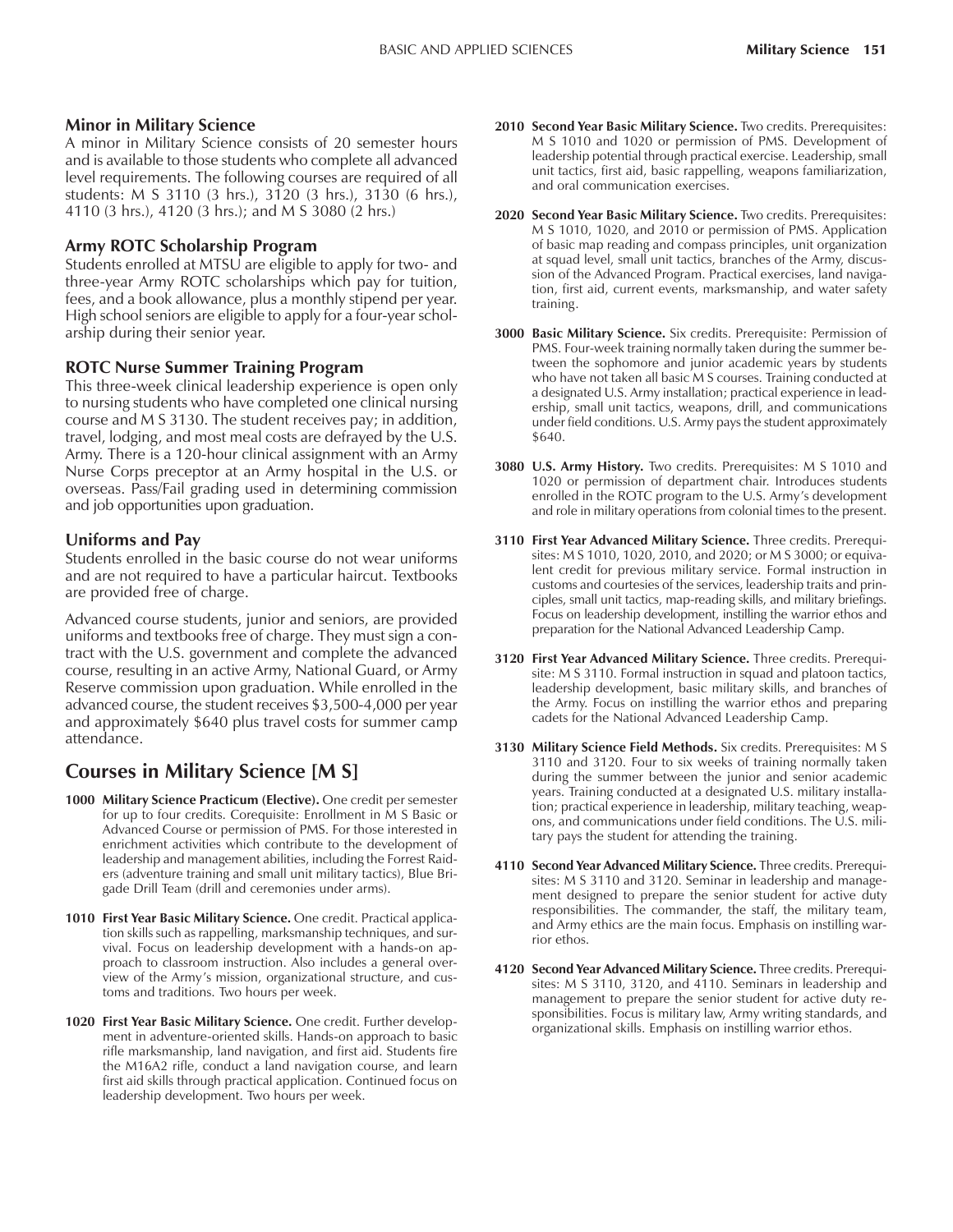### Minor in Military Science

A minor in Military Science consists of 20 semester hours and is available to those students who complete all advanced level requirements. The following courses are required of all students: M S 3110 (3 hrs.), 3120 (3 hrs.), 3130 (6 hrs.), 4110 (3 hrs.), 4120 (3 hrs.); and M S 3080 (2 hrs.)

### Army ROTC Scholarship Program

Students enrolled at MTSU are eligible to apply for two- and three-year Army ROTC scholarships which pay for tuition, fees, and a book allowance, plus a monthly stipend per year. High school seniors are eligible to apply for a four-year scholarship during their senior year.

### ROTC Nurse Summer Training Program

This three-week clinical leadership experience is open only to nursing students who have completed one clinical nursing course and M S 3130. The student receives pay; in addition, travel, lodging, and most meal costs are defrayed by the U.S. Army. There is a 120-hour clinical assignment with an Army Nurse Corps preceptor at an Army hospital in the U.S. or overseas. Pass/Fail grading used in determining commission and job opportunities upon graduation.

### Uniforms and Pay

Students enrolled in the basic course do not wear uniforms and are not required to have a particular haircut. Textbooks are provided free of charge.

Advanced course students, junior and seniors, are provided uniforms and textbooks free of charge. They must sign a contract with the U.S. government and complete the advanced course, resulting in an active Army, National Guard, or Army Reserve commission upon graduation. While enrolled in the advanced course, the student receives $3,500-4,000 per year and approximately $640 plus travel costs for summer camp attendance.

## Courses in Military Science [M S]

**1000 Military Science Practicum (Elective).** One credit per semester for up to four credits. Corequisite: Enrollment in M S Basic or Advanced Course or permission of PMS. For those interested in enrichment activities which contribute to the development of leadership and management abilities, including the Forrest Raiders (adventure training and small unit military tactics), Blue Brigade Drill Team (drill and ceremonies under arms).

**1010 First Year Basic Military Science.** One credit. Practical application skills such as rappelling, marksmanship techniques, and survival. Focus on leadership development with a hands-on approach to classroom instruction. Also includes a general overview of the Army's mission, organizational structure, and customs and traditions. Two hours per week.

**1020 First Year Basic Military Science.** One credit. Further development in adventure-oriented skills. Hands-on approach to basic rifle marksmanship, land navigation, and first aid. Students fire the M16A2 rifle, conduct a land navigation course, and learn first aid skills through practical application. Continued focus on leadership development. Two hours per week.

**2010 Second Year Basic Military Science.** Two credits. Prerequisites: M S 1010 and 1020 or permission of PMS. Development of leadership potential through practical exercise. Leadership, small unit tactics, first aid, basic rappelling, weapons familiarization, and oral communication exercises.

**2020 Second Year Basic Military Science.** Two credits. Prerequisites: M S 1010, 1020, and 2010 or permission of PMS. Application of basic map reading and compass principles, unit organization at squad level, small unit tactics, branches of the Army, discussion of the Advanced Program. Practical exercises, land navigation, first aid, current events, marksmanship, and water safety training.

**3000 Basic Military Science.** Six credits. Prerequisite: Permission of PMS. Four-week training normally taken during the summer between the sophomore and junior academic years by students who have not taken all basic M S courses. Training conducted at a designated U.S. Army installation; practical experience in leadership, small unit tactics, weapons, drill, and communications under field conditions. U.S. Army pays the student approximately $640.

**3080 U.S. Army History.** Two credits. Prerequisites: M S 1010 and 1020 or permission of department chair. Introduces students enrolled in the ROTC program to the U.S. Army's development and role in military operations from colonial times to the present.

**3110 First Year Advanced Military Science.** Three credits. Prerequisites: M S 1010, 1020, 2010, and 2020; or M S 3000; or equivalent credit for previous military service. Formal instruction in customs and courtesies of the services, leadership traits and principles, small unit tactics, map-reading skills, and military briefings. Focus on leadership development, instilling the warrior ethos and preparation for the National Advanced Leadership Camp.

**3120 First Year Advanced Military Science.** Three credits. Prerequisite: M S 3110. Formal instruction in squad and platoon tactics, leadership development, basic military skills, and branches of the Army. Focus on instilling the warrior ethos and preparing cadets for the National Advanced Leadership Camp.

**3130 Military Science Field Methods.** Six credits. Prerequisites: M S 3110 and 3120. Four to six weeks of training normally taken during the summer between the junior and senior academic years. Training conducted at a designated U.S. military installation; practical experience in leadership, military teaching, weapons, and communications under field conditions. The U.S. military pays the student for attending the training.

**4110 Second Year Advanced Military Science.** Three credits. Prerequisites: M S 3110 and 3120. Seminar in leadership and management designed to prepare the senior student for active duty responsibilities. The commander, the staff, the military team, and Army ethics are the main focus. Emphasis on instilling warrior ethos.

**4120 Second Year Advanced Military Science.** Three credits. Prerequisites: M S 3110, 3120, and 4110. Seminars in leadership and management to prepare the senior student for active duty responsibilities. Focus is military law, Army writing standards, and organizational skills. Emphasis on instilling warrior ethos.